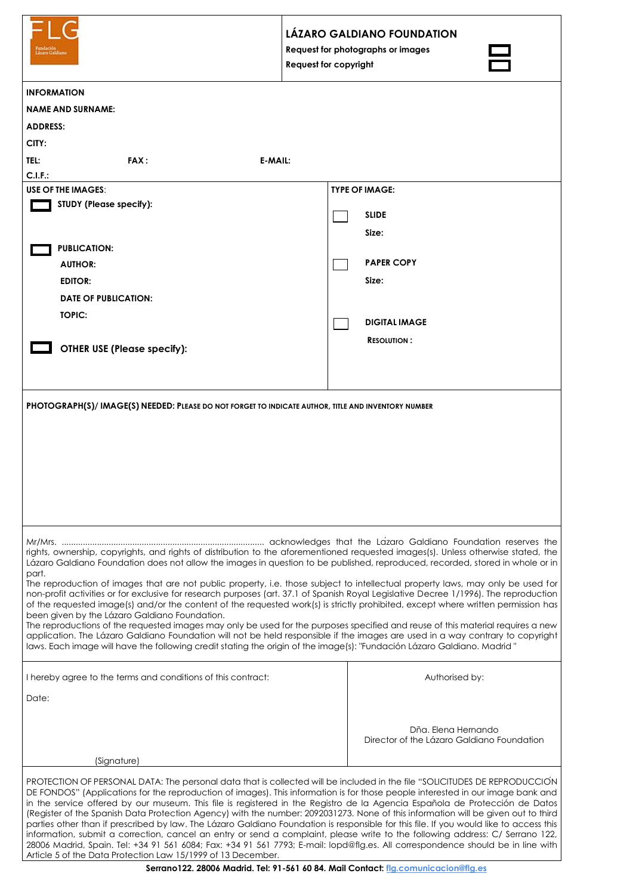FLG
Fundación Lázaro Galdiano

## LÁZARO GALDIANO FOUNDATION

**Request for photographs or images** ☐

**Request for copyright** ☐

**INFORMATION**

**NAME AND SURNAME:**

**ADDRESS:**

**CITY:**

**TEL:** **FAX :** **E-MAIL:**

**C.I.F.:**

**USE OF THE IMAGES**:

☐ **STUDY (Please specify):**

☐ **PUBLICATION:**

**AUTHOR:**

**EDITOR:**

**DATE OF PUBLICATION:**

**TOPIC:**

☐ **OTHER USE (Please specify):**

**TYPE OF IMAGE:**

☐ **SLIDE**

**Size:**

☐ **PAPER COPY**

**Size:**

☐ **DIGITAL IMAGE**

**RESOLUTION :**

**PHOTOGRAPH(S)/ IMAGE(S) NEEDED: PLEASE DO NOT FORGET TO INDICATE AUTHOR, TITLE AND INVENTORY NUMBER**

Mr/Mrs. ...................................................................................... acknowledges that the Lázaro Galdiano Foundation reserves the rights, ownership, copyrights, and rights of distribution to the aforementioned requested images(s). Unless otherwise stated, the Lázaro Galdiano Foundation does not allow the images in question to be published, reproduced, recorded, stored in whole or in part.

The reproduction of images that are not public property, i.e. those subject to intellectual property laws, may only be used for non-profit activities or for exclusive for research purposes (art. 37.1 of Spanish Royal Legislative Decree 1/1996). The reproduction of the requested image(s) and/or the content of the requested work(s) is strictly prohibited, except where written permission has been given by the Lázaro Galdiano Foundation.

The reproductions of the requested images may only be used for the purposes specified and reuse of this material requires a new application. The Lázaro Galdiano Foundation will not be held responsible if the images are used in a way contrary to copyright laws. Each image will have the following credit stating the origin of the image(s): "Fundación Lázaro Galdiano. Madrid "

I hereby agree to the terms and conditions of this contract:

Date:

(Signature)

Authorised by:

Dña. Elena Hernando
Director of the Lázaro Galdiano Foundation

PROTECTION OF PERSONAL DATA: The personal data that is collected will be included in the file "SOLICITUDES DE REPRODUCCIÓN DE FONDOS" (Applications for the reproduction of images). This information is for those people interested in our image bank and in the service offered by our museum. This file is registered in the Registro de la Agencia Española de Protección de Datos (Register of the Spanish Data Protection Agency) with the number: 2092031273. None of this information will be given out to third parties other than if prescribed by law. The Lázaro Galdiano Foundation is responsible for this file. If you would like to access this information, submit a correction, cancel an entry or send a complaint, please write to the following address: C/ Serrano 122, 28006 Madrid, Spain. Tel: +34 91 561 6084; Fax: +34 91 561 7793; E-mail: lopd@flg.es. All correspondence should be in line with Article 5 of the Data Protection Law 15/1999 of 13 December.

**Serrano122. 28006 Madrid. Tel: 91-561 60 84. Mail Contact: flg.comunicacion@flg.es**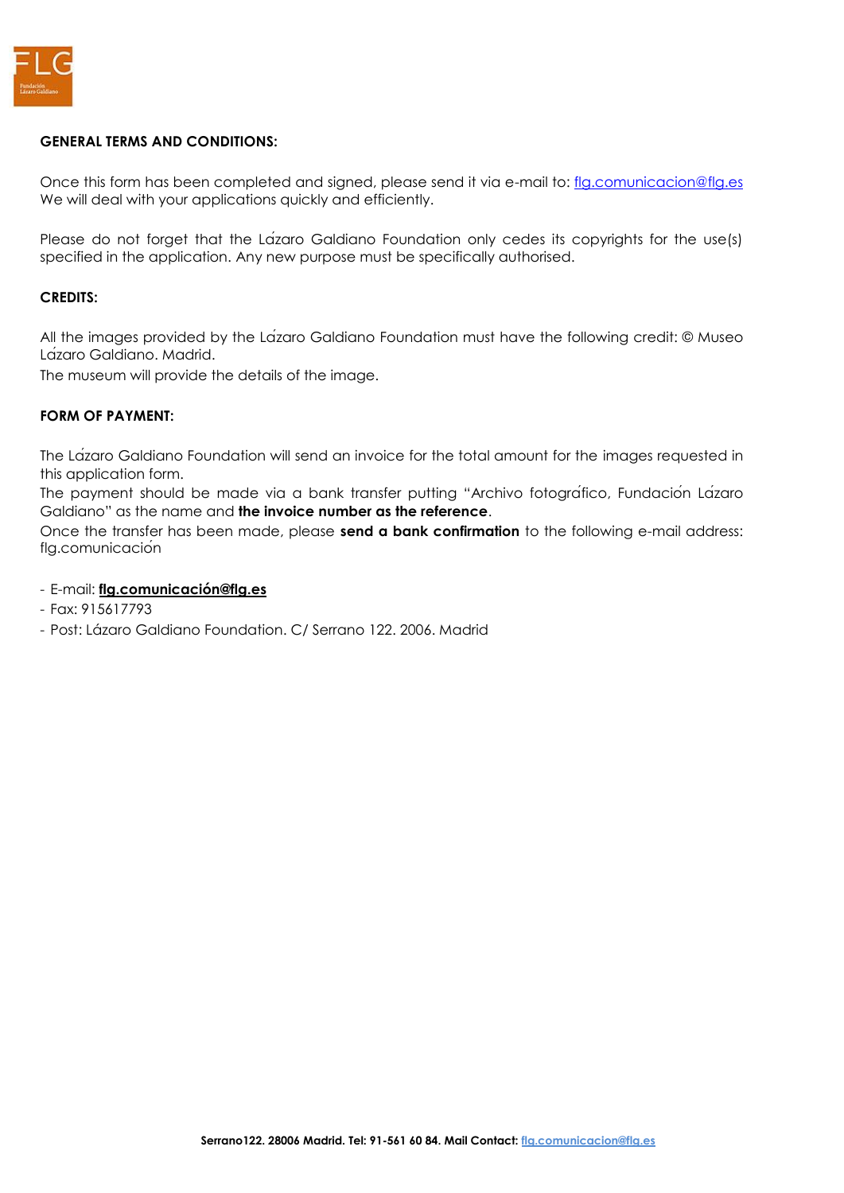**GENERAL TERMS AND CONDITIONS:**

Once this form has been completed and signed, please send it via e-mail to: flg.comunicacion@flg.es
We will deal with your applications quickly and efficiently.

Please do not forget that the Lázaro Galdiano Foundation only cedes its copyrights for the use(s) specified in the application. Any new purpose must be specifically authorised.

**CREDITS:**

All the images provided by the Lázaro Galdiano Foundation must have the following credit: © Museo Lázaro Galdiano. Madrid.
The museum will provide the details of the image.

**FORM OF PAYMENT:**

The Lázaro Galdiano Foundation will send an invoice for the total amount for the images requested in this application form.
The payment should be made via a bank transfer putting "Archivo fotográfico, Fundación Lázaro Galdiano" as the name and **the invoice number as the reference**.
Once the transfer has been made, please **send a bank confirmation** to the following e-mail address: flg.comunicación

- E-mail: **flg.comunicación@flg.es**
- Fax: 915617793
- Post: Lázaro Galdiano Foundation. C/ Serrano 122. 2006. Madrid

**Serrano122. 28006 Madrid. Tel: 91-561 60 84. Mail Contact: flg.comunicacion@flg.es**